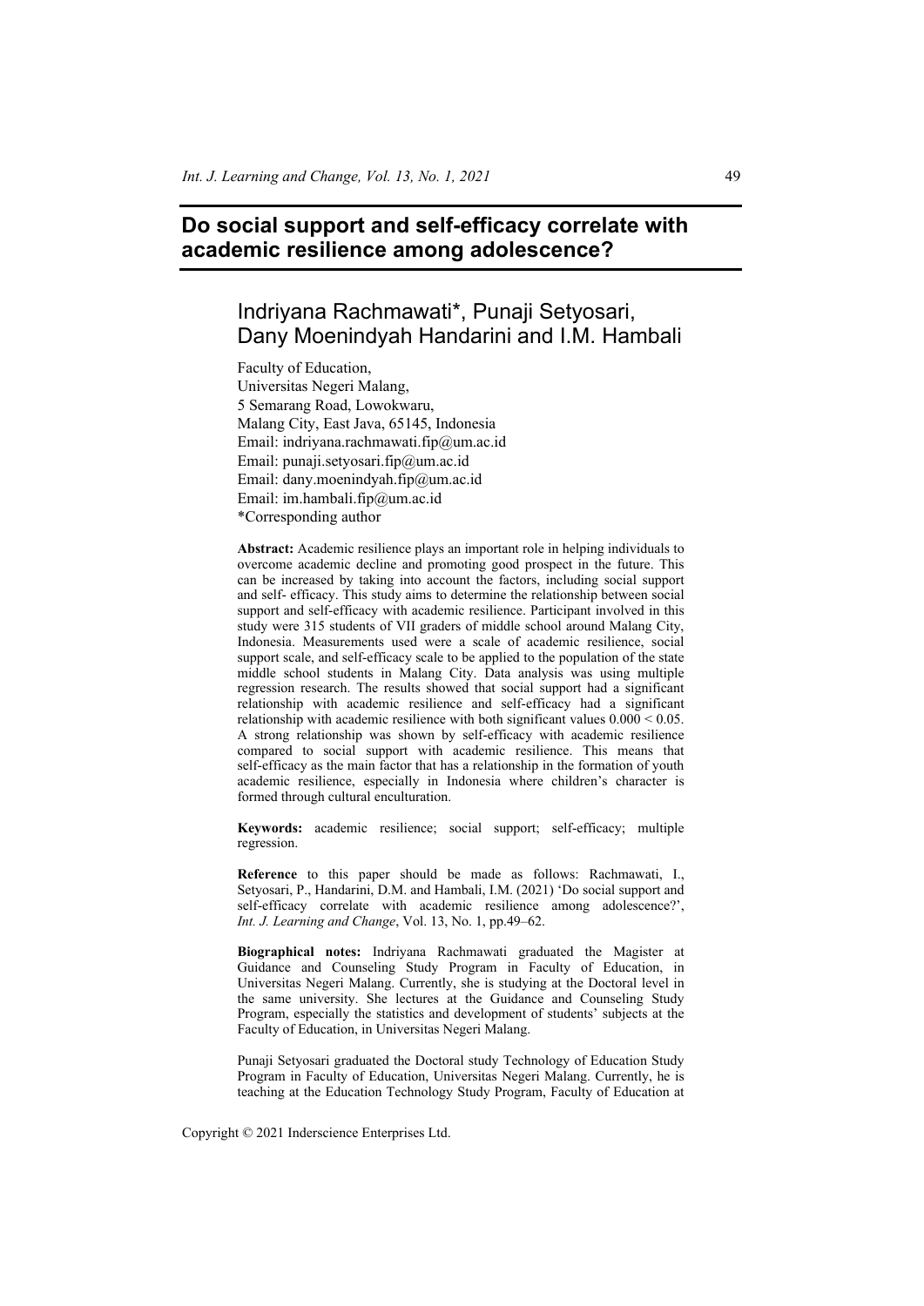# Do social support and self-efficacy correlate with academic resilience among adolescence?

## Indriyana Rachmawati*, Punaji Setyosari, Dany Moenindyah Handarini and I.M. Hambali

Faculty of Education,
Universitas Negeri Malang,
5 Semarang Road, Lowokwaru,
Malang City, East Java, 65145, Indonesia
Email: indriyana.rachmawati.fip@um.ac.id
Email: punaji.setyosari.fip@um.ac.id
Email: dany.moenindyah.fip@um.ac.id
Email: im.hambali.fip@um.ac.id
*Corresponding author

**Abstract:** Academic resilience plays an important role in helping individuals to overcome academic decline and promoting good prospect in the future. This can be increased by taking into account the factors, including social support and self- efficacy. This study aims to determine the relationship between social support and self-efficacy with academic resilience. Participant involved in this study were 315 students of VII graders of middle school around Malang City, Indonesia. Measurements used were a scale of academic resilience, social support scale, and self-efficacy scale to be applied to the population of the state middle school students in Malang City. Data analysis was using multiple regression research. The results showed that social support had a significant relationship with academic resilience and self-efficacy had a significant relationship with academic resilience with both significant values $0.000 < 0.05$. A strong relationship was shown by self-efficacy with academic resilience compared to social support with academic resilience. This means that self-efficacy as the main factor that has a relationship in the formation of youth academic resilience, especially in Indonesia where children's character is formed through cultural enculturation.

**Keywords:** academic resilience; social support; self-efficacy; multiple regression.

**Reference** to this paper should be made as follows: Rachmawati, I., Setyosari, P., Handarini, D.M. and Hambali, I.M. (2021) 'Do social support and self-efficacy correlate with academic resilience among adolescence?', *Int. J. Learning and Change*, Vol. 13, No. 1, pp.49–62.

**Biographical notes:** Indriyana Rachmawati graduated the Magister at Guidance and Counseling Study Program in Faculty of Education, in Universitas Negeri Malang. Currently, she is studying at the Doctoral level in the same university. She lectures at the Guidance and Counseling Study Program, especially the statistics and development of students' subjects at the Faculty of Education, in Universitas Negeri Malang.

Punaji Setyosari graduated the Doctoral study Technology of Education Study Program in Faculty of Education, Universitas Negeri Malang. Currently, he is teaching at the Education Technology Study Program, Faculty of Education at

Copyright © 2021 Inderscience Enterprises Ltd.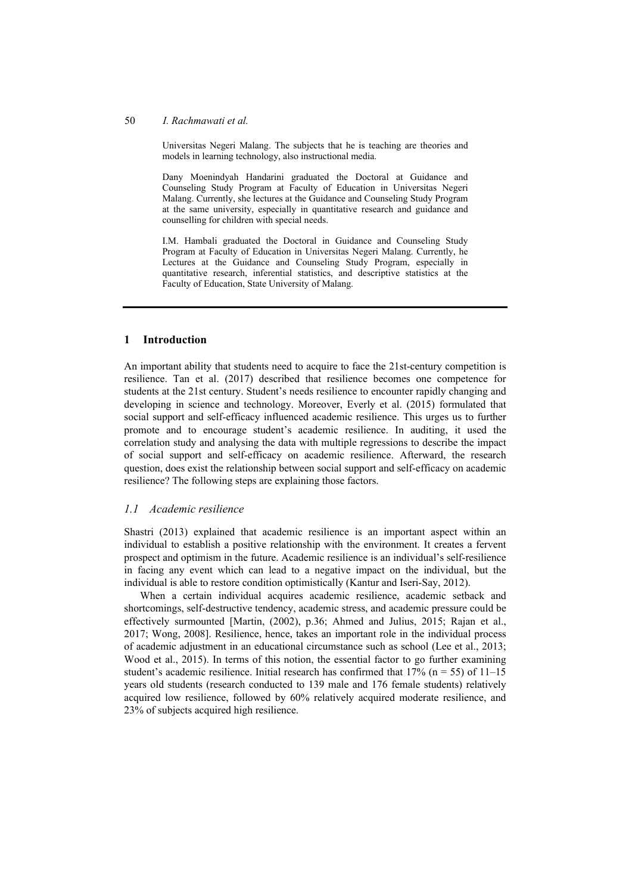Universitas Negeri Malang. The subjects that he is teaching are theories and models in learning technology, also instructional media.

Dany Moenindyah Handarini graduated the Doctoral at Guidance and Counseling Study Program at Faculty of Education in Universitas Negeri Malang. Currently, she lectures at the Guidance and Counseling Study Program at the same university, especially in quantitative research and guidance and counselling for children with special needs.

I.M. Hambali graduated the Doctoral in Guidance and Counseling Study Program at Faculty of Education in Universitas Negeri Malang. Currently, he Lectures at the Guidance and Counseling Study Program, especially in quantitative research, inferential statistics, and descriptive statistics at the Faculty of Education, State University of Malang.

## 1 Introduction

An important ability that students need to acquire to face the 21st-century competition is resilience. Tan et al. (2017) described that resilience becomes one competence for students at the 21st century. Student's needs resilience to encounter rapidly changing and developing in science and technology. Moreover, Everly et al. (2015) formulated that social support and self-efficacy influenced academic resilience. This urges us to further promote and to encourage student's academic resilience. In auditing, it used the correlation study and analysing the data with multiple regressions to describe the impact of social support and self-efficacy on academic resilience. Afterward, the research question, does exist the relationship between social support and self-efficacy on academic resilience? The following steps are explaining those factors.

### *1.1 Academic resilience*

Shastri (2013) explained that academic resilience is an important aspect within an individual to establish a positive relationship with the environment. It creates a fervent prospect and optimism in the future. Academic resilience is an individual's self-resilience in facing any event which can lead to a negative impact on the individual, but the individual is able to restore condition optimistically (Kantur and Iseri-Say, 2012).

When a certain individual acquires academic resilience, academic setback and shortcomings, self-destructive tendency, academic stress, and academic pressure could be effectively surmounted [Martin, (2002), p.36; Ahmed and Julius, 2015; Rajan et al., 2017; Wong, 2008]. Resilience, hence, takes an important role in the individual process of academic adjustment in an educational circumstance such as school (Lee et al., 2013; Wood et al., 2015). In terms of this notion, the essential factor to go further examining student's academic resilience. Initial research has confirmed that 17% ($n = 55$) of 11–15 years old students (research conducted to 139 male and 176 female students) relatively acquired low resilience, followed by 60% relatively acquired moderate resilience, and 23% of subjects acquired high resilience.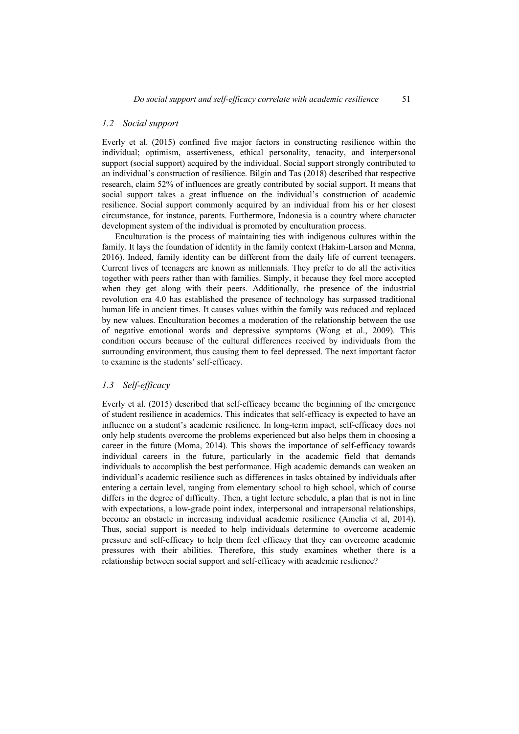### *1.2 Social support*

Everly et al. (2015) confined five major factors in constructing resilience within the individual; optimism, assertiveness, ethical personality, tenacity, and interpersonal support (social support) acquired by the individual. Social support strongly contributed to an individual's construction of resilience. Bilgin and Tas (2018) described that respective research, claim 52% of influences are greatly contributed by social support. It means that social support takes a great influence on the individual's construction of academic resilience. Social support commonly acquired by an individual from his or her closest circumstance, for instance, parents. Furthermore, Indonesia is a country where character development system of the individual is promoted by enculturation process.

Enculturation is the process of maintaining ties with indigenous cultures within the family. It lays the foundation of identity in the family context (Hakim-Larson and Menna, 2016). Indeed, family identity can be different from the daily life of current teenagers. Current lives of teenagers are known as millennials. They prefer to do all the activities together with peers rather than with families. Simply, it because they feel more accepted when they get along with their peers. Additionally, the presence of the industrial revolution era 4.0 has established the presence of technology has surpassed traditional human life in ancient times. It causes values within the family was reduced and replaced by new values. Enculturation becomes a moderation of the relationship between the use of negative emotional words and depressive symptoms (Wong et al., 2009). This condition occurs because of the cultural differences received by individuals from the surrounding environment, thus causing them to feel depressed. The next important factor to examine is the students' self-efficacy.

### *1.3 Self-efficacy*

Everly et al. (2015) described that self-efficacy became the beginning of the emergence of student resilience in academics. This indicates that self-efficacy is expected to have an influence on a student's academic resilience. In long-term impact, self-efficacy does not only help students overcome the problems experienced but also helps them in choosing a career in the future (Moma, 2014). This shows the importance of self-efficacy towards individual careers in the future, particularly in the academic field that demands individuals to accomplish the best performance. High academic demands can weaken an individual's academic resilience such as differences in tasks obtained by individuals after entering a certain level, ranging from elementary school to high school, which of course differs in the degree of difficulty. Then, a tight lecture schedule, a plan that is not in line with expectations, a low-grade point index, interpersonal and intrapersonal relationships, become an obstacle in increasing individual academic resilience (Amelia et al, 2014). Thus, social support is needed to help individuals determine to overcome academic pressure and self-efficacy to help them feel efficacy that they can overcome academic pressures with their abilities. Therefore, this study examines whether there is a relationship between social support and self-efficacy with academic resilience?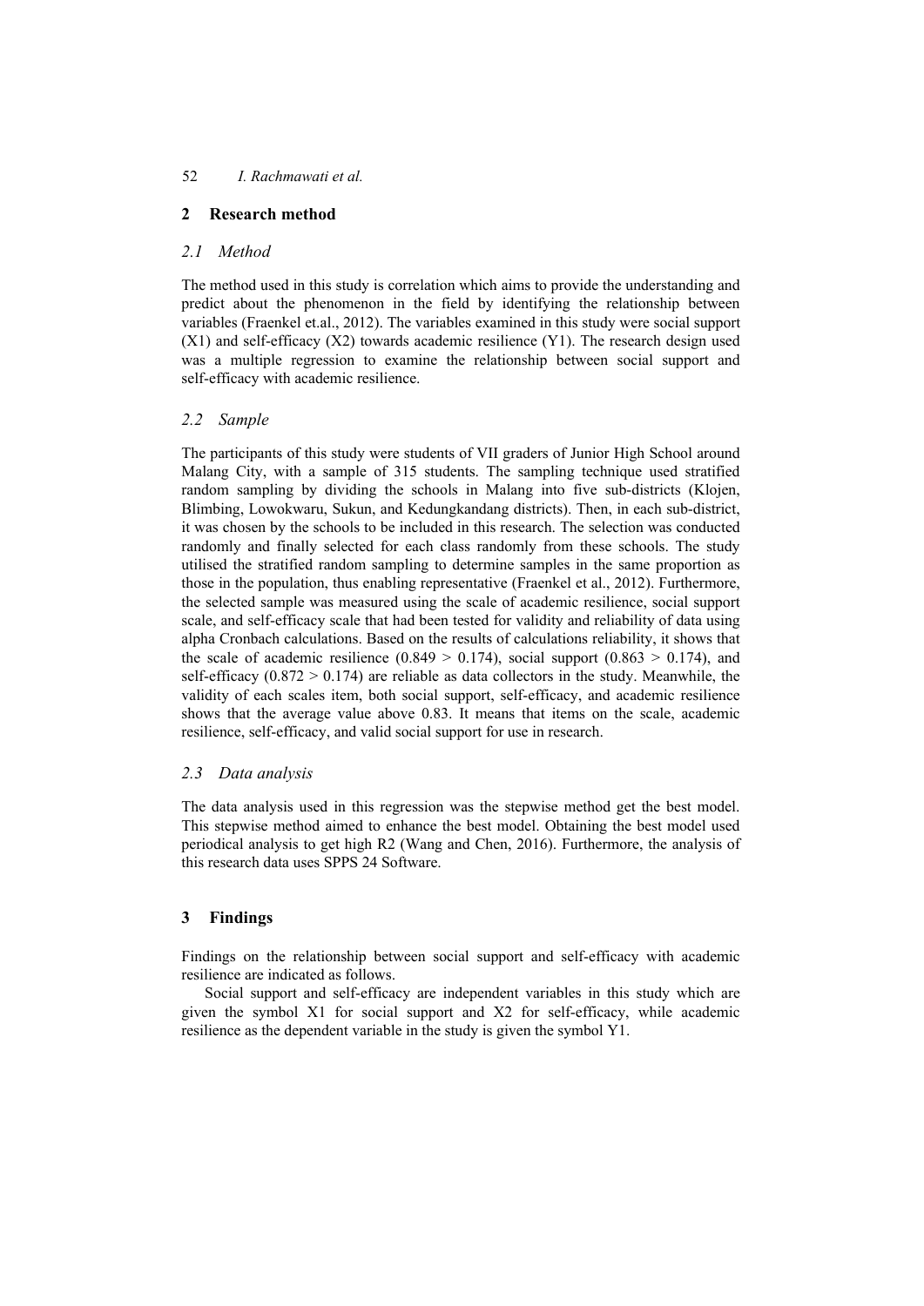## 2 Research method

### 2.1 Method

The method used in this study is correlation which aims to provide the understanding and predict about the phenomenon in the field by identifying the relationship between variables (Fraenkel et.al., 2012). The variables examined in this study were social support (X1) and self-efficacy (X2) towards academic resilience (Y1). The research design used was a multiple regression to examine the relationship between social support and self-efficacy with academic resilience.

### 2.2 Sample

The participants of this study were students of VII graders of Junior High School around Malang City, with a sample of 315 students. The sampling technique used stratified random sampling by dividing the schools in Malang into five sub-districts (Klojen, Blimbing, Lowokwaru, Sukun, and Kedungkandang districts). Then, in each sub-district, it was chosen by the schools to be included in this research. The selection was conducted randomly and finally selected for each class randomly from these schools. The study utilised the stratified random sampling to determine samples in the same proportion as those in the population, thus enabling representative (Fraenkel et al., 2012). Furthermore, the selected sample was measured using the scale of academic resilience, social support scale, and self-efficacy scale that had been tested for validity and reliability of data using alpha Cronbach calculations. Based on the results of calculations reliability, it shows that the scale of academic resilience ($0.849 > 0.174$), social support ($0.863 > 0.174$), and self-efficacy ($0.872 > 0.174$) are reliable as data collectors in the study. Meanwhile, the validity of each scales item, both social support, self-efficacy, and academic resilience shows that the average value above 0.83. It means that items on the scale, academic resilience, self-efficacy, and valid social support for use in research.

### 2.3 Data analysis

The data analysis used in this regression was the stepwise method get the best model. This stepwise method aimed to enhance the best model. Obtaining the best model used periodical analysis to get high R2 (Wang and Chen, 2016). Furthermore, the analysis of this research data uses SPPS 24 Software.

## 3 Findings

Findings on the relationship between social support and self-efficacy with academic resilience are indicated as follows.

Social support and self-efficacy are independent variables in this study which are given the symbol X1 for social support and X2 for self-efficacy, while academic resilience as the dependent variable in the study is given the symbol Y1.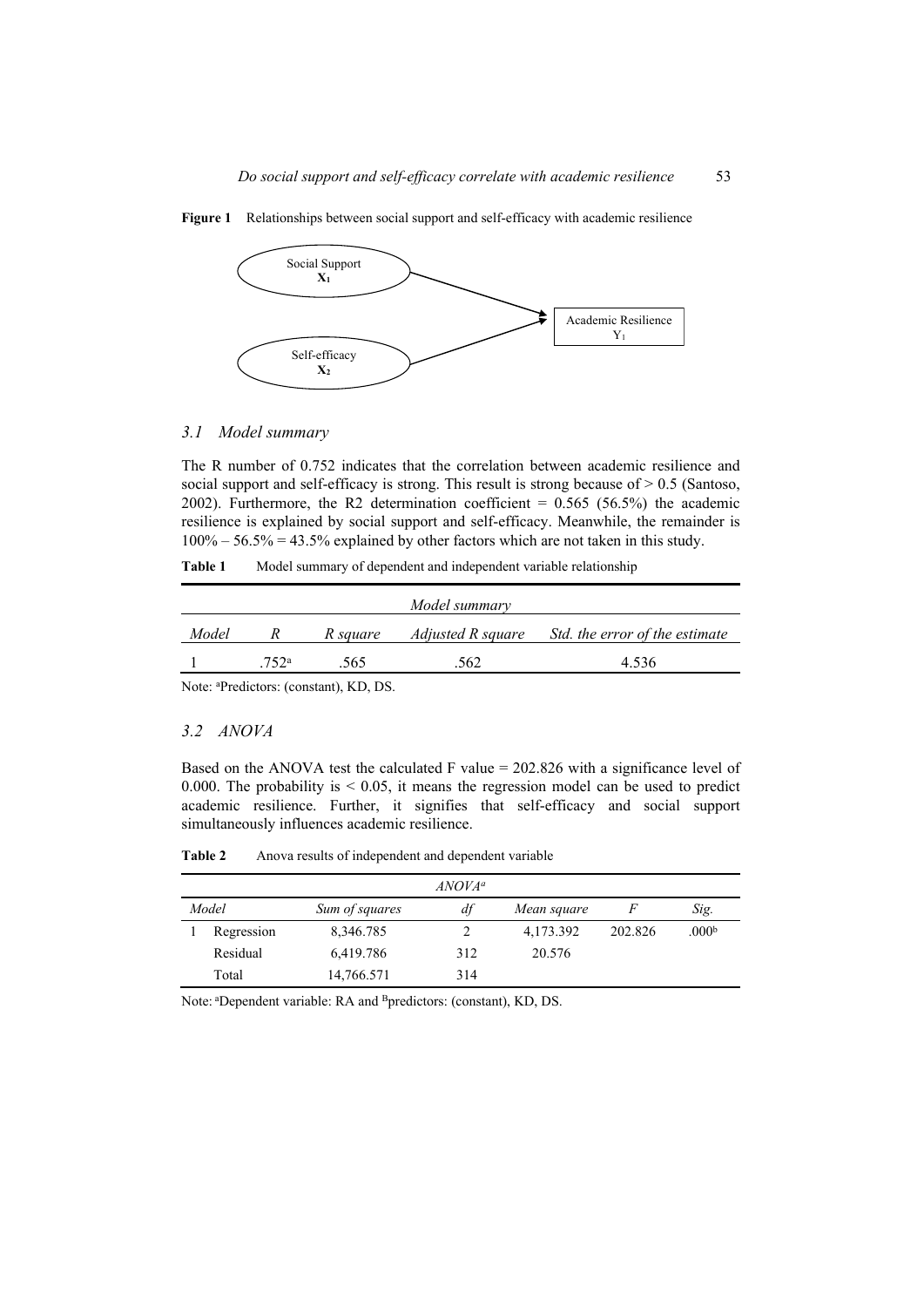**Figure 1** Relationships between social support and self-efficacy with academic resilience

### 3.1 Model summary

The R number of 0.752 indicates that the correlation between academic resilience and social support and self-efficacy is strong. This result is strong because of > 0.5 (Santoso, 2002). Furthermore, the R2 determination coefficient = 0.565 (56.5%) the academic resilience is explained by social support and self-efficacy. Meanwhile, the remainder is 100% – 56.5% = 43.5% explained by other factors which are not taken in this study.

**Table 1** Model summary of dependent and independent variable relationship

| *Model summary* | | | | |
|---|---|---|---|---|
| *Model* | *R* | *R square* | *Adjusted R square* | *Std. the error of the estimate* |
| 1 | .752[a] | .565 | .562 | 4.536 |

Note: [a]Predictors: (constant), KD, DS.

### 3.2 ANOVA

Based on the ANOVA test the calculated F value = 202.826 with a significance level of 0.000. The probability is < 0.05, it means the regression model can be used to predict academic resilience. Further, it signifies that self-efficacy and social support simultaneously influences academic resilience.

**Table 2** Anova results of independent and dependent variable

| *ANOVA[a]* | | | | | | |
|---|---|---|---|---|---|---|
| *Model* | | *Sum of squares* | *df* | *Mean square* | *F* | *Sig.* |
| 1 | Regression | 8,346.785 | 2 | 4,173.392 | 202.826 | .000[b] |
| | Residual | 6,419.786 | 312 | 20.576 | | |
| | Total | 14,766.571 | 314 | | | |

Note: [a]Dependent variable: RA and [B]predictors: (constant), KD, DS.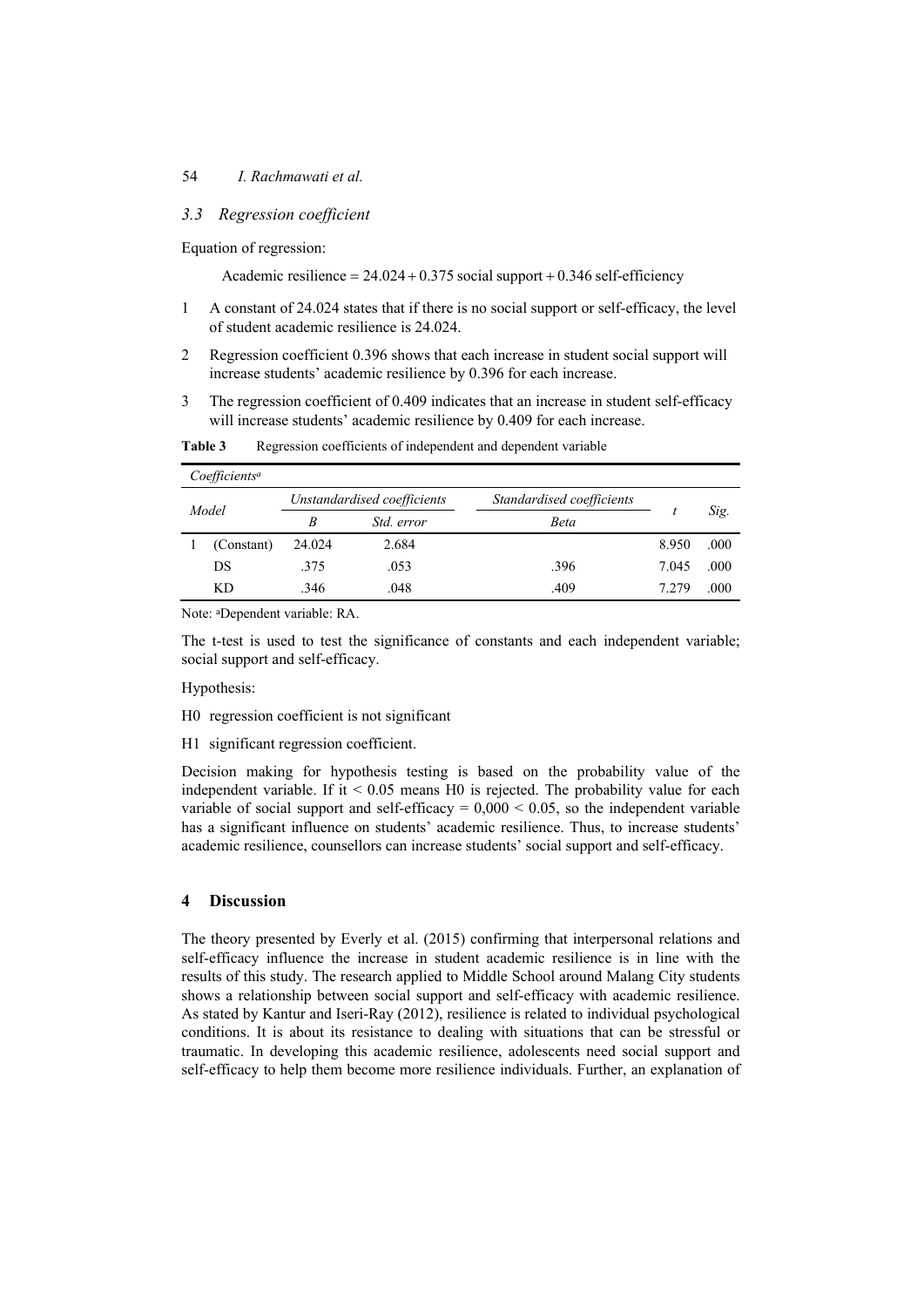### 3.3 Regression coefficient

Equation of regression:

$$\text{Academic resilience} = 24.024 + 0.375\ \text{social support} + 0.346\ \text{self-efficiency}$$

1. A constant of 24.024 states that if there is no social support or self-efficacy, the level of student academic resilience is 24.024.
2. Regression coefficient 0.396 shows that each increase in student social support will increase students' academic resilience by 0.396 for each increase.
3. The regression coefficient of 0.409 indicates that an increase in student self-efficacy will increase students' academic resilience by 0.409 for each increase.

**Table 3** Regression coefficients of independent and dependent variable

| *Coefficients*[a] | | | | | | |
|---|---|---|---|---|---|---|
| *Model* | *Unstandardised coefficients* | | *Standardised coefficients* | *t* | *Sig.* |
| | *B* | *Std. error* | *Beta* | | |
| 1 (Constant) | 24.024 | 2.684 | | 8.950 | .000 |
| DS | .375 | .053 | .396 | 7.045 | .000 |
| KD | .346 | .048 | .409 | 7.279 | .000 |

Note: [a]Dependent variable: RA.

The t-test is used to test the significance of constants and each independent variable; social support and self-efficacy.

Hypothesis:

H0 regression coefficient is not significant

H1 significant regression coefficient.

Decision making for hypothesis testing is based on the probability value of the independent variable. If it $< 0.05$ means H0 is rejected. The probability value for each variable of social support and self-efficacy $= 0{,}000 < 0.05$, so the independent variable has a significant influence on students' academic resilience. Thus, to increase students' academic resilience, counsellors can increase students' social support and self-efficacy.

## 4 Discussion

The theory presented by Everly et al. (2015) confirming that interpersonal relations and self-efficacy influence the increase in student academic resilience is in line with the results of this study. The research applied to Middle School around Malang City students shows a relationship between social support and self-efficacy with academic resilience. As stated by Kantur and Iseri-Ray (2012), resilience is related to individual psychological conditions. It is about its resistance to dealing with situations that can be stressful or traumatic. In developing this academic resilience, adolescents need social support and self-efficacy to help them become more resilience individuals. Further, an explanation of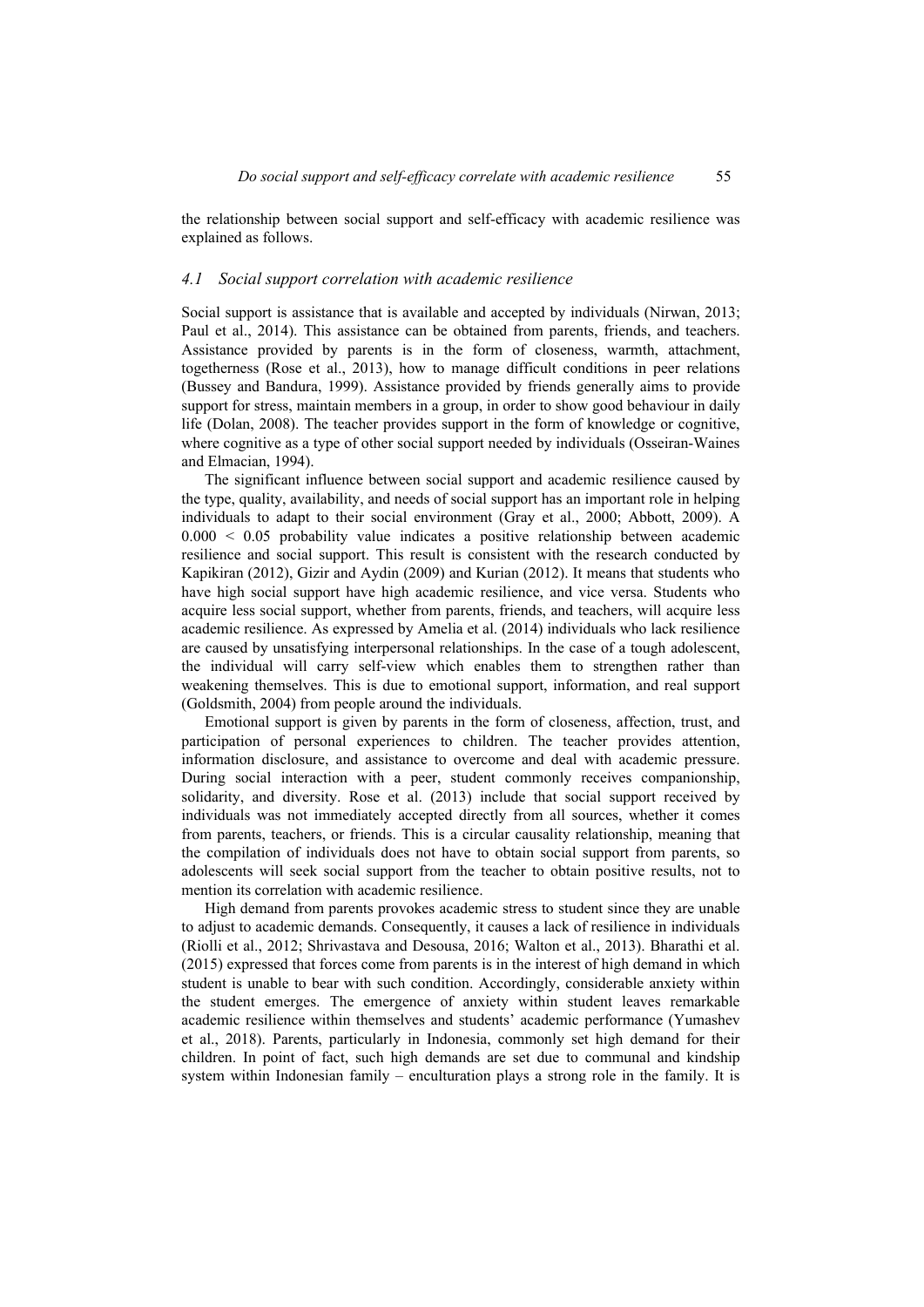the relationship between social support and self-efficacy with academic resilience was explained as follows.

### *4.1 Social support correlation with academic resilience*

Social support is assistance that is available and accepted by individuals (Nirwan, 2013; Paul et al., 2014). This assistance can be obtained from parents, friends, and teachers. Assistance provided by parents is in the form of closeness, warmth, attachment, togetherness (Rose et al., 2013), how to manage difficult conditions in peer relations (Bussey and Bandura, 1999). Assistance provided by friends generally aims to provide support for stress, maintain members in a group, in order to show good behaviour in daily life (Dolan, 2008). The teacher provides support in the form of knowledge or cognitive, where cognitive as a type of other social support needed by individuals (Osseiran-Waines and Elmacian, 1994).

The significant influence between social support and academic resilience caused by the type, quality, availability, and needs of social support has an important role in helping individuals to adapt to their social environment (Gray et al., 2000; Abbott, 2009). A $0.000 < 0.05$ probability value indicates a positive relationship between academic resilience and social support. This result is consistent with the research conducted by Kapikiran (2012), Gizir and Aydin (2009) and Kurian (2012). It means that students who have high social support have high academic resilience, and vice versa. Students who acquire less social support, whether from parents, friends, and teachers, will acquire less academic resilience. As expressed by Amelia et al. (2014) individuals who lack resilience are caused by unsatisfying interpersonal relationships. In the case of a tough adolescent, the individual will carry self-view which enables them to strengthen rather than weakening themselves. This is due to emotional support, information, and real support (Goldsmith, 2004) from people around the individuals.

Emotional support is given by parents in the form of closeness, affection, trust, and participation of personal experiences to children. The teacher provides attention, information disclosure, and assistance to overcome and deal with academic pressure. During social interaction with a peer, student commonly receives companionship, solidarity, and diversity. Rose et al. (2013) include that social support received by individuals was not immediately accepted directly from all sources, whether it comes from parents, teachers, or friends. This is a circular causality relationship, meaning that the compilation of individuals does not have to obtain social support from parents, so adolescents will seek social support from the teacher to obtain positive results, not to mention its correlation with academic resilience.

High demand from parents provokes academic stress to student since they are unable to adjust to academic demands. Consequently, it causes a lack of resilience in individuals (Riolli et al., 2012; Shrivastava and Desousa, 2016; Walton et al., 2013). Bharathi et al. (2015) expressed that forces come from parents is in the interest of high demand in which student is unable to bear with such condition. Accordingly, considerable anxiety within the student emerges. The emergence of anxiety within student leaves remarkable academic resilience within themselves and students' academic performance (Yumashev et al., 2018). Parents, particularly in Indonesia, commonly set high demand for their children. In point of fact, such high demands are set due to communal and kindship system within Indonesian family – enculturation plays a strong role in the family. It is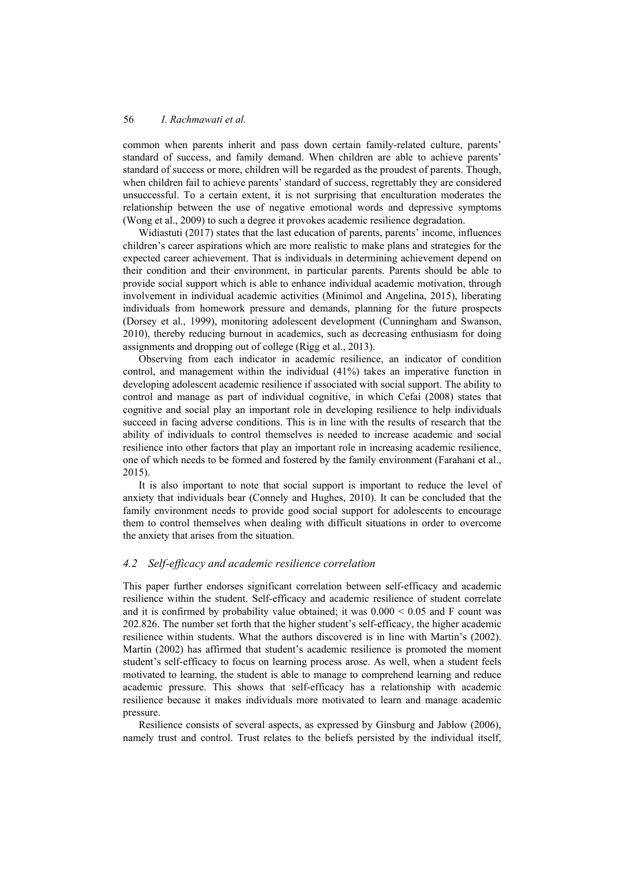common when parents inherit and pass down certain family-related culture, parents' standard of success, and family demand. When children are able to achieve parents' standard of success or more, children will be regarded as the proudest of parents. Though, when children fail to achieve parents' standard of success, regrettably they are considered unsuccessful. To a certain extent, it is not surprising that enculturation moderates the relationship between the use of negative emotional words and depressive symptoms (Wong et al., 2009) to such a degree it provokes academic resilience degradation.

Widiastuti (2017) states that the last education of parents, parents' income, influences children's career aspirations which are more realistic to make plans and strategies for the expected career achievement. That is individuals in determining achievement depend on their condition and their environment, in particular parents. Parents should be able to provide social support which is able to enhance individual academic motivation, through involvement in individual academic activities (Minimol and Angelina, 2015), liberating individuals from homework pressure and demands, planning for the future prospects (Dorsey et al., 1999), monitoring adolescent development (Cunningham and Swanson, 2010), thereby reducing burnout in academics, such as decreasing enthusiasm for doing assignments and dropping out of college (Rigg et al., 2013).

Observing from each indicator in academic resilience, an indicator of condition control, and management within the individual (41%) takes an imperative function in developing adolescent academic resilience if associated with social support. The ability to control and manage as part of individual cognitive, in which Cefai (2008) states that cognitive and social play an important role in developing resilience to help individuals succeed in facing adverse conditions. This is in line with the results of research that the ability of individuals to control themselves is needed to increase academic and social resilience into other factors that play an important role in increasing academic resilience, one of which needs to be formed and fostered by the family environment (Farahani et al., 2015).

It is also important to note that social support is important to reduce the level of anxiety that individuals bear (Connely and Hughes, 2010). It can be concluded that the family environment needs to provide good social support for adolescents to encourage them to control themselves when dealing with difficult situations in order to overcome the anxiety that arises from the situation.

### *4.2 Self-efficacy and academic resilience correlation*

This paper further endorses significant correlation between self-efficacy and academic resilience within the student. Self-efficacy and academic resilience of student correlate and it is confirmed by probability value obtained; it was $0.000 < 0.05$ and F count was 202.826. The number set forth that the higher student's self-efficacy, the higher academic resilience within students. What the authors discovered is in line with Martin's (2002). Martin (2002) has affirmed that student's academic resilience is promoted the moment student's self-efficacy to focus on learning process arose. As well, when a student feels motivated to learning, the student is able to manage to comprehend learning and reduce academic pressure. This shows that self-efficacy has a relationship with academic resilience because it makes individuals more motivated to learn and manage academic pressure.

Resilience consists of several aspects, as expressed by Ginsburg and Jablow (2006), namely trust and control. Trust relates to the beliefs persisted by the individual itself,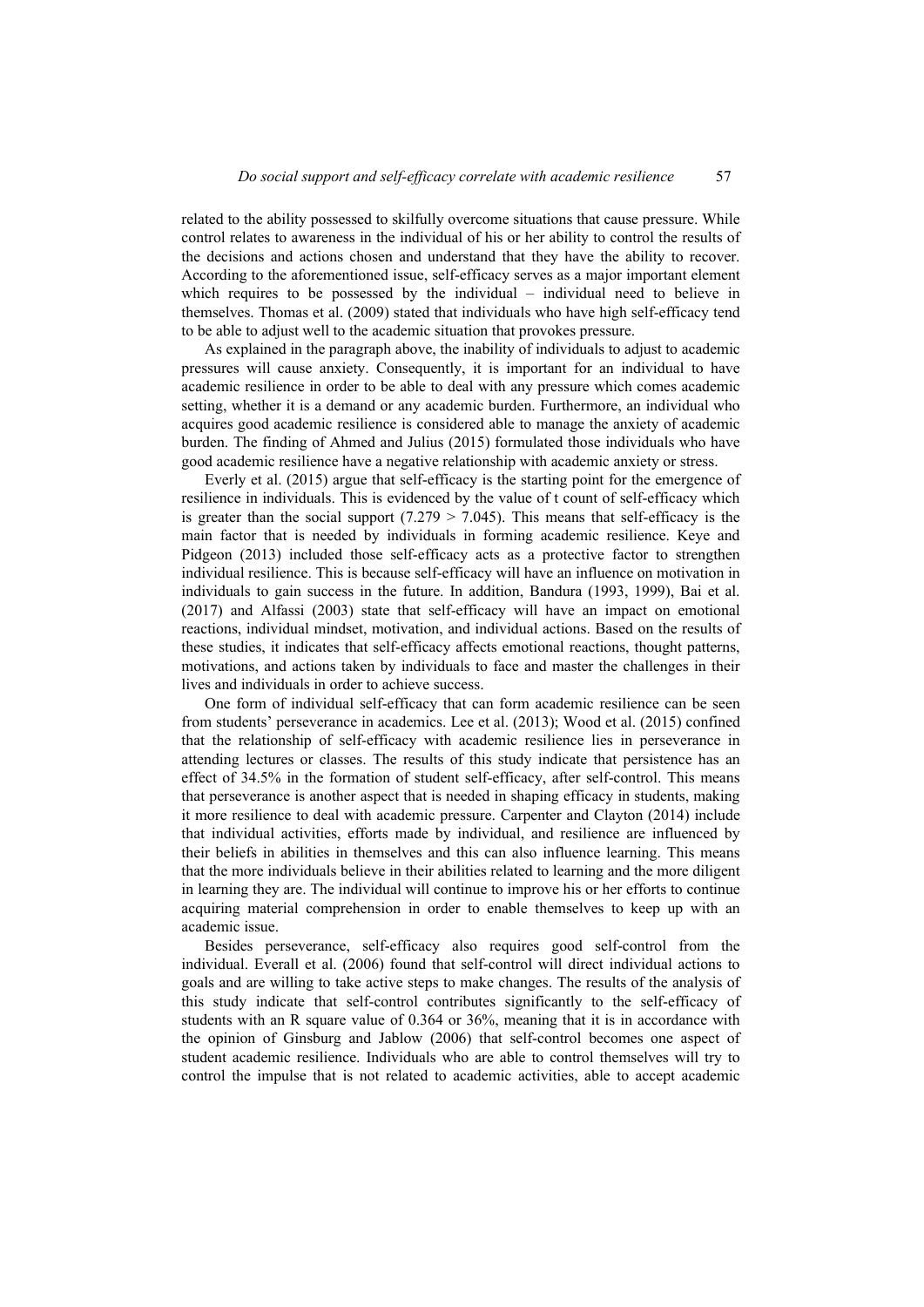related to the ability possessed to skilfully overcome situations that cause pressure. While control relates to awareness in the individual of his or her ability to control the results of the decisions and actions chosen and understand that they have the ability to recover. According to the aforementioned issue, self-efficacy serves as a major important element which requires to be possessed by the individual – individual need to believe in themselves. Thomas et al. (2009) stated that individuals who have high self-efficacy tend to be able to adjust well to the academic situation that provokes pressure.

As explained in the paragraph above, the inability of individuals to adjust to academic pressures will cause anxiety. Consequently, it is important for an individual to have academic resilience in order to be able to deal with any pressure which comes academic setting, whether it is a demand or any academic burden. Furthermore, an individual who acquires good academic resilience is considered able to manage the anxiety of academic burden. The finding of Ahmed and Julius (2015) formulated those individuals who have good academic resilience have a negative relationship with academic anxiety or stress.

Everly et al. (2015) argue that self-efficacy is the starting point for the emergence of resilience in individuals. This is evidenced by the value of t count of self-efficacy which is greater than the social support ($7.279 > 7.045$). This means that self-efficacy is the main factor that is needed by individuals in forming academic resilience. Keye and Pidgeon (2013) included those self-efficacy acts as a protective factor to strengthen individual resilience. This is because self-efficacy will have an influence on motivation in individuals to gain success in the future. In addition, Bandura (1993, 1999), Bai et al. (2017) and Alfassi (2003) state that self-efficacy will have an impact on emotional reactions, individual mindset, motivation, and individual actions. Based on the results of these studies, it indicates that self-efficacy affects emotional reactions, thought patterns, motivations, and actions taken by individuals to face and master the challenges in their lives and individuals in order to achieve success.

One form of individual self-efficacy that can form academic resilience can be seen from students' perseverance in academics. Lee et al. (2013); Wood et al. (2015) confined that the relationship of self-efficacy with academic resilience lies in perseverance in attending lectures or classes. The results of this study indicate that persistence has an effect of 34.5% in the formation of student self-efficacy, after self-control. This means that perseverance is another aspect that is needed in shaping efficacy in students, making it more resilience to deal with academic pressure. Carpenter and Clayton (2014) include that individual activities, efforts made by individual, and resilience are influenced by their beliefs in abilities in themselves and this can also influence learning. This means that the more individuals believe in their abilities related to learning and the more diligent in learning they are. The individual will continue to improve his or her efforts to continue acquiring material comprehension in order to enable themselves to keep up with an academic issue.

Besides perseverance, self-efficacy also requires good self-control from the individual. Everall et al. (2006) found that self-control will direct individual actions to goals and are willing to take active steps to make changes. The results of the analysis of this study indicate that self-control contributes significantly to the self-efficacy of students with an R square value of 0.364 or 36%, meaning that it is in accordance with the opinion of Ginsburg and Jablow (2006) that self-control becomes one aspect of student academic resilience. Individuals who are able to control themselves will try to control the impulse that is not related to academic activities, able to accept academic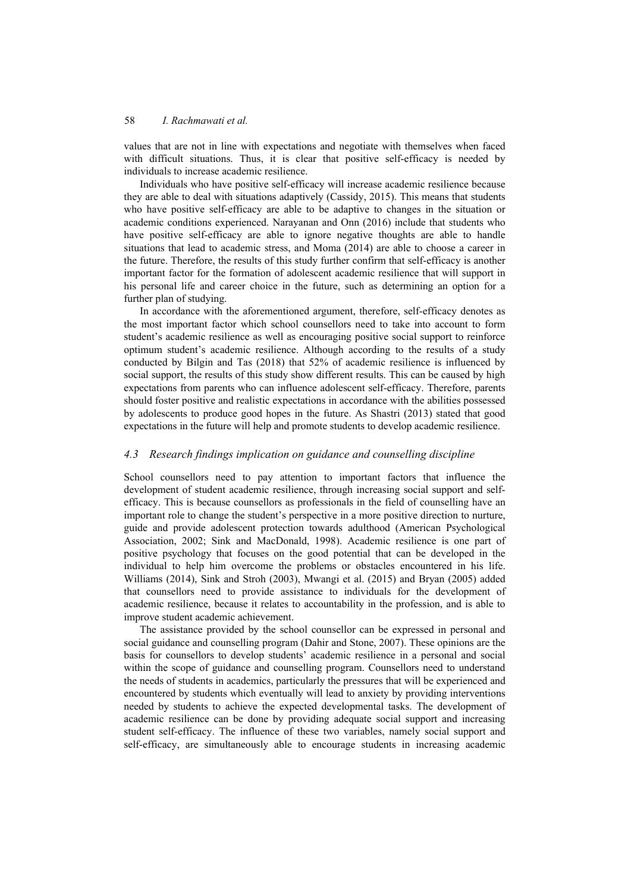values that are not in line with expectations and negotiate with themselves when faced with difficult situations. Thus, it is clear that positive self-efficacy is needed by individuals to increase academic resilience.

Individuals who have positive self-efficacy will increase academic resilience because they are able to deal with situations adaptively (Cassidy, 2015). This means that students who have positive self-efficacy are able to be adaptive to changes in the situation or academic conditions experienced. Narayanan and Onn (2016) include that students who have positive self-efficacy are able to ignore negative thoughts are able to handle situations that lead to academic stress, and Moma (2014) are able to choose a career in the future. Therefore, the results of this study further confirm that self-efficacy is another important factor for the formation of adolescent academic resilience that will support in his personal life and career choice in the future, such as determining an option for a further plan of studying.

In accordance with the aforementioned argument, therefore, self-efficacy denotes as the most important factor which school counsellors need to take into account to form student's academic resilience as well as encouraging positive social support to reinforce optimum student's academic resilience. Although according to the results of a study conducted by Bilgin and Tas (2018) that 52% of academic resilience is influenced by social support, the results of this study show different results. This can be caused by high expectations from parents who can influence adolescent self-efficacy. Therefore, parents should foster positive and realistic expectations in accordance with the abilities possessed by adolescents to produce good hopes in the future. As Shastri (2013) stated that good expectations in the future will help and promote students to develop academic resilience.

### *4.3 Research findings implication on guidance and counselling discipline*

School counsellors need to pay attention to important factors that influence the development of student academic resilience, through increasing social support and self-efficacy. This is because counsellors as professionals in the field of counselling have an important role to change the student's perspective in a more positive direction to nurture, guide and provide adolescent protection towards adulthood (American Psychological Association, 2002; Sink and MacDonald, 1998). Academic resilience is one part of positive psychology that focuses on the good potential that can be developed in the individual to help him overcome the problems or obstacles encountered in his life. Williams (2014), Sink and Stroh (2003), Mwangi et al. (2015) and Bryan (2005) added that counsellors need to provide assistance to individuals for the development of academic resilience, because it relates to accountability in the profession, and is able to improve student academic achievement.

The assistance provided by the school counsellor can be expressed in personal and social guidance and counselling program (Dahir and Stone, 2007). These opinions are the basis for counsellors to develop students' academic resilience in a personal and social within the scope of guidance and counselling program. Counsellors need to understand the needs of students in academics, particularly the pressures that will be experienced and encountered by students which eventually will lead to anxiety by providing interventions needed by students to achieve the expected developmental tasks. The development of academic resilience can be done by providing adequate social support and increasing student self-efficacy. The influence of these two variables, namely social support and self-efficacy, are simultaneously able to encourage students in increasing academic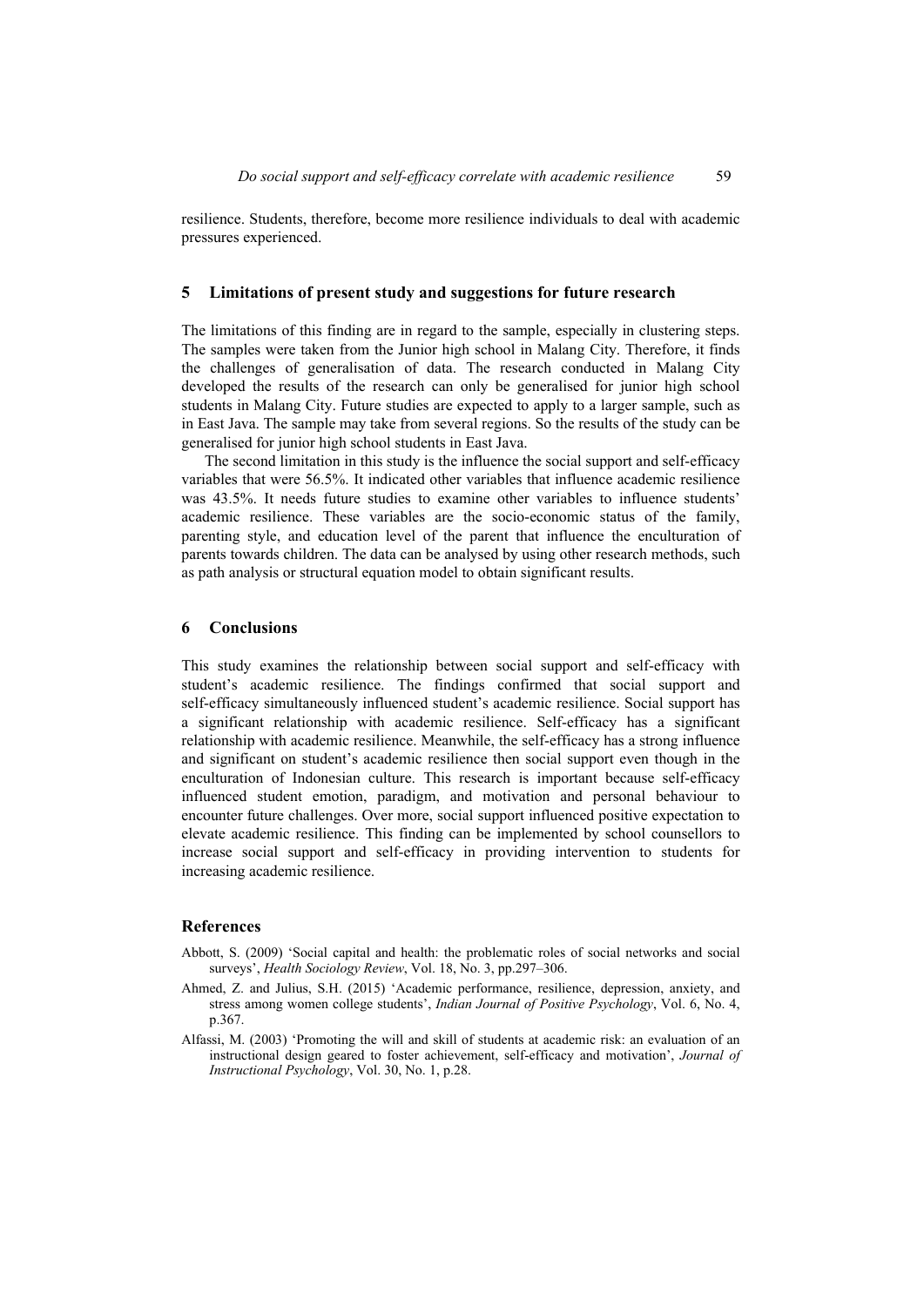resilience. Students, therefore, become more resilience individuals to deal with academic pressures experienced.

## 5 Limitations of present study and suggestions for future research

The limitations of this finding are in regard to the sample, especially in clustering steps. The samples were taken from the Junior high school in Malang City. Therefore, it finds the challenges of generalisation of data. The research conducted in Malang City developed the results of the research can only be generalised for junior high school students in Malang City. Future studies are expected to apply to a larger sample, such as in East Java. The sample may take from several regions. So the results of the study can be generalised for junior high school students in East Java.

The second limitation in this study is the influence the social support and self-efficacy variables that were 56.5%. It indicated other variables that influence academic resilience was 43.5%. It needs future studies to examine other variables to influence students' academic resilience. These variables are the socio-economic status of the family, parenting style, and education level of the parent that influence the enculturation of parents towards children. The data can be analysed by using other research methods, such as path analysis or structural equation model to obtain significant results.

## 6 Conclusions

This study examines the relationship between social support and self-efficacy with student's academic resilience. The findings confirmed that social support and self-efficacy simultaneously influenced student's academic resilience. Social support has a significant relationship with academic resilience. Self-efficacy has a significant relationship with academic resilience. Meanwhile, the self-efficacy has a strong influence and significant on student's academic resilience then social support even though in the enculturation of Indonesian culture. This research is important because self-efficacy influenced student emotion, paradigm, and motivation and personal behaviour to encounter future challenges. Over more, social support influenced positive expectation to elevate academic resilience. This finding can be implemented by school counsellors to increase social support and self-efficacy in providing intervention to students for increasing academic resilience.

## References

Abbott, S. (2009) 'Social capital and health: the problematic roles of social networks and social surveys', *Health Sociology Review*, Vol. 18, No. 3, pp.297–306.

Ahmed, Z. and Julius, S.H. (2015) 'Academic performance, resilience, depression, anxiety, and stress among women college students', *Indian Journal of Positive Psychology*, Vol. 6, No. 4, p.367.

Alfassi, M. (2003) 'Promoting the will and skill of students at academic risk: an evaluation of an instructional design geared to foster achievement, self-efficacy and motivation', *Journal of Instructional Psychology*, Vol. 30, No. 1, p.28.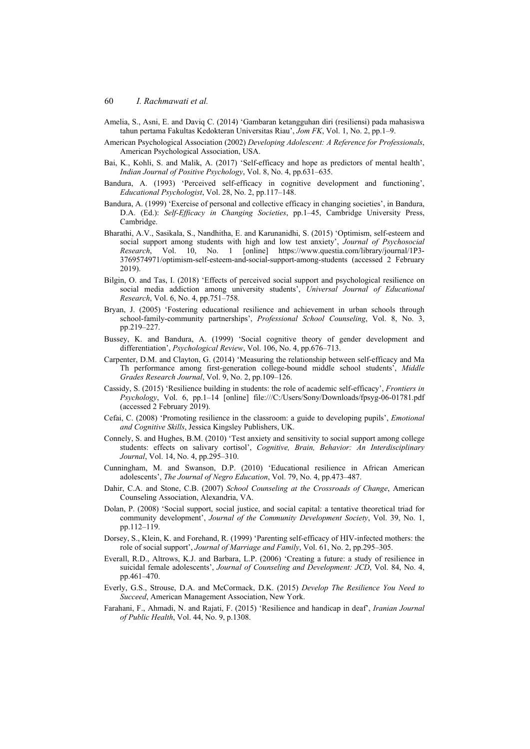Amelia, S., Asni, E. and Daviq C. (2014) 'Gambaran ketangguhan diri (resiliensi) pada mahasiswa tahun pertama Fakultas Kedokteran Universitas Riau', *Jom FK*, Vol. 1, No. 2, pp.1–9.

American Psychological Association (2002) *Developing Adolescent: A Reference for Professionals*, American Psychological Association, USA.

Bai, K., Kohli, S. and Malik, A. (2017) 'Self-efficacy and hope as predictors of mental health', *Indian Journal of Positive Psychology*, Vol. 8, No. 4, pp.631–635.

Bandura, A. (1993) 'Perceived self-efficacy in cognitive development and functioning', *Educational Psychologist*, Vol. 28, No. 2, pp.117–148.

Bandura, A. (1999) 'Exercise of personal and collective efficacy in changing societies', in Bandura, D.A. (Ed.): *Self-Efficacy in Changing Societies*, pp.1–45, Cambridge University Press, Cambridge.

Bharathi, A.V., Sasikala, S., Nandhitha, E. and Karunanidhi, S. (2015) 'Optimism, self-esteem and social support among students with high and low test anxiety', *Journal of Psychosocial Research*, Vol. 10, No. 1 [online] https://www.questia.com/library/journal/1P3-3769574971/optimism-self-esteem-and-social-support-among-students (accessed 2 February 2019).

Bilgin, O. and Tas, I. (2018) 'Effects of perceived social support and psychological resilience on social media addiction among university students', *Universal Journal of Educational Research*, Vol. 6, No. 4, pp.751–758.

Bryan, J. (2005) 'Fostering educational resilience and achievement in urban schools through school-family-community partnerships', *Professional School Counseling*, Vol. 8, No. 3, pp.219–227.

Bussey, K. and Bandura, A. (1999) 'Social cognitive theory of gender development and differentiation', *Psychological Review*, Vol. 106, No. 4, pp.676–713.

Carpenter, D.M. and Clayton, G. (2014) 'Measuring the relationship between self-efficacy and Ma Th performance among first-generation college-bound middle school students', *Middle Grades Research Journal*, Vol. 9, No. 2, pp.109–126.

Cassidy, S. (2015) 'Resilience building in students: the role of academic self-efficacy', *Frontiers in Psychology*, Vol. 6, pp.1–14 [online] file:///C:/Users/Sony/Downloads/fpsyg-06-01781.pdf (accessed 2 February 2019).

Cefai, C. (2008) 'Promoting resilience in the classroom: a guide to developing pupils', *Emotional and Cognitive Skills*, Jessica Kingsley Publishers, UK.

Connely, S. and Hughes, B.M. (2010) 'Test anxiety and sensitivity to social support among college students: effects on salivary cortisol', *Cognitive, Brain, Behavior: An Interdisciplinary Journal*, Vol. 14, No. 4, pp.295–310.

Cunningham, M. and Swanson, D.P. (2010) 'Educational resilience in African American adolescents', *The Journal of Negro Education*, Vol. 79, No. 4, pp.473–487.

Dahir, C.A. and Stone, C.B. (2007) *School Counseling at the Crossroads of Change*, American Counseling Association, Alexandria, VA.

Dolan, P. (2008) 'Social support, social justice, and social capital: a tentative theoretical triad for community development', *Journal of the Community Development Society*, Vol. 39, No. 1, pp.112–119.

Dorsey, S., Klein, K. and Forehand, R. (1999) 'Parenting self-efficacy of HIV-infected mothers: the role of social support', *Journal of Marriage and Family*, Vol. 61, No. 2, pp.295–305.

Everall, R.D., Altrows, K.J. and Barbara, L.P. (2006) 'Creating a future: a study of resilience in suicidal female adolescents', *Journal of Counseling and Development: JCD*, Vol. 84, No. 4, pp.461–470.

Everly, G.S., Strouse, D.A. and McCormack, D.K. (2015) *Develop The Resilience You Need to Succeed*, American Management Association, New York.

Farahani, F., Ahmadi, N. and Rajati, F. (2015) 'Resilience and handicap in deaf', *Iranian Journal of Public Health*, Vol. 44, No. 9, p.1308.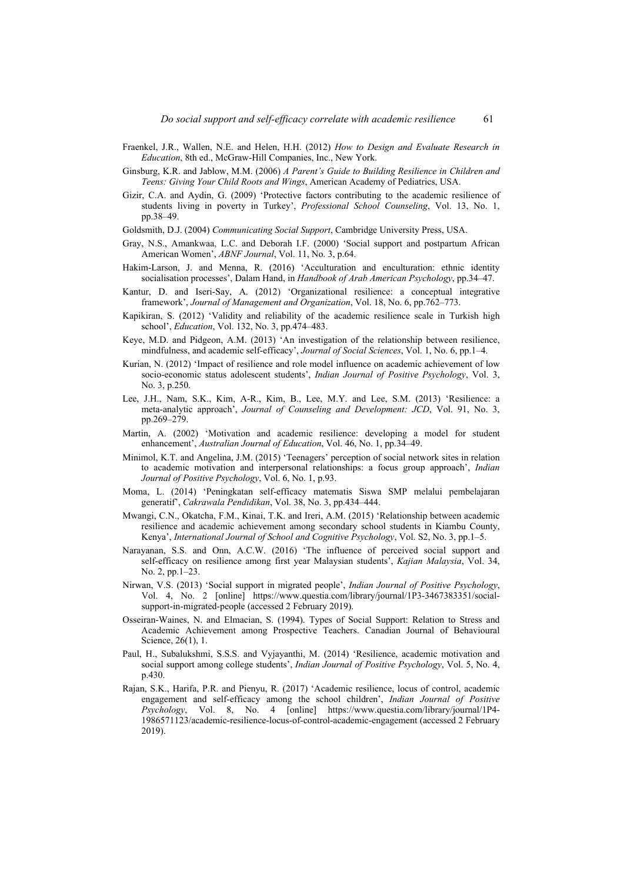Fraenkel, J.R., Wallen, N.E. and Helen, H.H. (2012) *How to Design and Evaluate Research in Education*, 8th ed., McGraw-Hill Companies, Inc., New York.

Ginsburg, K.R. and Jablow, M.M. (2006) *A Parent's Guide to Building Resilience in Children and Teens: Giving Your Child Roots and Wings*, American Academy of Pediatrics, USA.

Gizir, C.A. and Aydin, G. (2009) 'Protective factors contributing to the academic resilience of students living in poverty in Turkey', *Professional School Counseling*, Vol. 13, No. 1, pp.38–49.

Goldsmith, D.J. (2004) *Communicating Social Support*, Cambridge University Press, USA.

Gray, N.S., Amankwaa, L.C. and Deborah I.F. (2000) 'Social support and postpartum African American Women', *ABNF Journal*, Vol. 11, No. 3, p.64.

Hakim-Larson, J. and Menna, R. (2016) 'Acculturation and enculturation: ethnic identity socialisation processes', Dalam Hand, in *Handbook of Arab American Psychology*, pp.34–47.

Kantur, D. and Iseri-Say, A. (2012) 'Organizational resilience: a conceptual integrative framework', *Journal of Management and Organization*, Vol. 18, No. 6, pp.762–773.

Kapikiran, S. (2012) 'Validity and reliability of the academic resilience scale in Turkish high school', *Education*, Vol. 132, No. 3, pp.474–483.

Keye, M.D. and Pidgeon, A.M. (2013) 'An investigation of the relationship between resilience, mindfulness, and academic self-efficacy', *Journal of Social Sciences*, Vol. 1, No. 6, pp.1–4.

Kurian, N. (2012) 'Impact of resilience and role model influence on academic achievement of low socio-economic status adolescent students', *Indian Journal of Positive Psychology*, Vol. 3, No. 3, p.250.

Lee, J.H., Nam, S.K., Kim, A-R., Kim, B., Lee, M.Y. and Lee, S.M. (2013) 'Resilience: a meta-analytic approach', *Journal of Counseling and Development: JCD*, Vol. 91, No. 3, pp.269–279.

Martin, A. (2002) 'Motivation and academic resilience: developing a model for student enhancement', *Australian Journal of Education*, Vol. 46, No. 1, pp.34–49.

Minimol, K.T. and Angelina, J.M. (2015) 'Teenagers' perception of social network sites in relation to academic motivation and interpersonal relationships: a focus group approach', *Indian Journal of Positive Psychology*, Vol. 6, No. 1, p.93.

Moma, L. (2014) 'Peningkatan self-efficacy matematis Siswa SMP melalui pembelajaran generatif', *Cakrawala Pendidikan*, Vol. 38, No. 3, pp.434–444.

Mwangi, C.N., Okatcha, F.M., Kinai, T.K. and Ireri, A.M. (2015) 'Relationship between academic resilience and academic achievement among secondary school students in Kiambu County, Kenya', *International Journal of School and Cognitive Psychology*, Vol. S2, No. 3, pp.1–5.

Narayanan, S.S. and Onn, A.C.W. (2016) 'The influence of perceived social support and self-efficacy on resilience among first year Malaysian students', *Kajian Malaysia*, Vol. 34, No. 2, pp.1–23.

Nirwan, V.S. (2013) 'Social support in migrated people', *Indian Journal of Positive Psychology*, Vol. 4, No. 2 [online] https://www.questia.com/library/journal/1P3-3467383351/social-support-in-migrated-people (accessed 2 February 2019).

Osseiran-Waines, N. and Elmacian, S. (1994). Types of Social Support: Relation to Stress and Academic Achievement among Prospective Teachers. Canadian Journal of Behavioural Science, 26(1), 1.

Paul, H., Subalukshmi, S.S.S. and Vyjayanthi, M. (2014) 'Resilience, academic motivation and social support among college students', *Indian Journal of Positive Psychology*, Vol. 5, No. 4, p.430.

Rajan, S.K., Harifa, P.R. and Pienyu, R. (2017) 'Academic resilience, locus of control, academic engagement and self-efficacy among the school children', *Indian Journal of Positive Psychology*, Vol. 8, No. 4 [online] https://www.questia.com/library/journal/1P4-1986571123/academic-resilience-locus-of-control-academic-engagement (accessed 2 February 2019).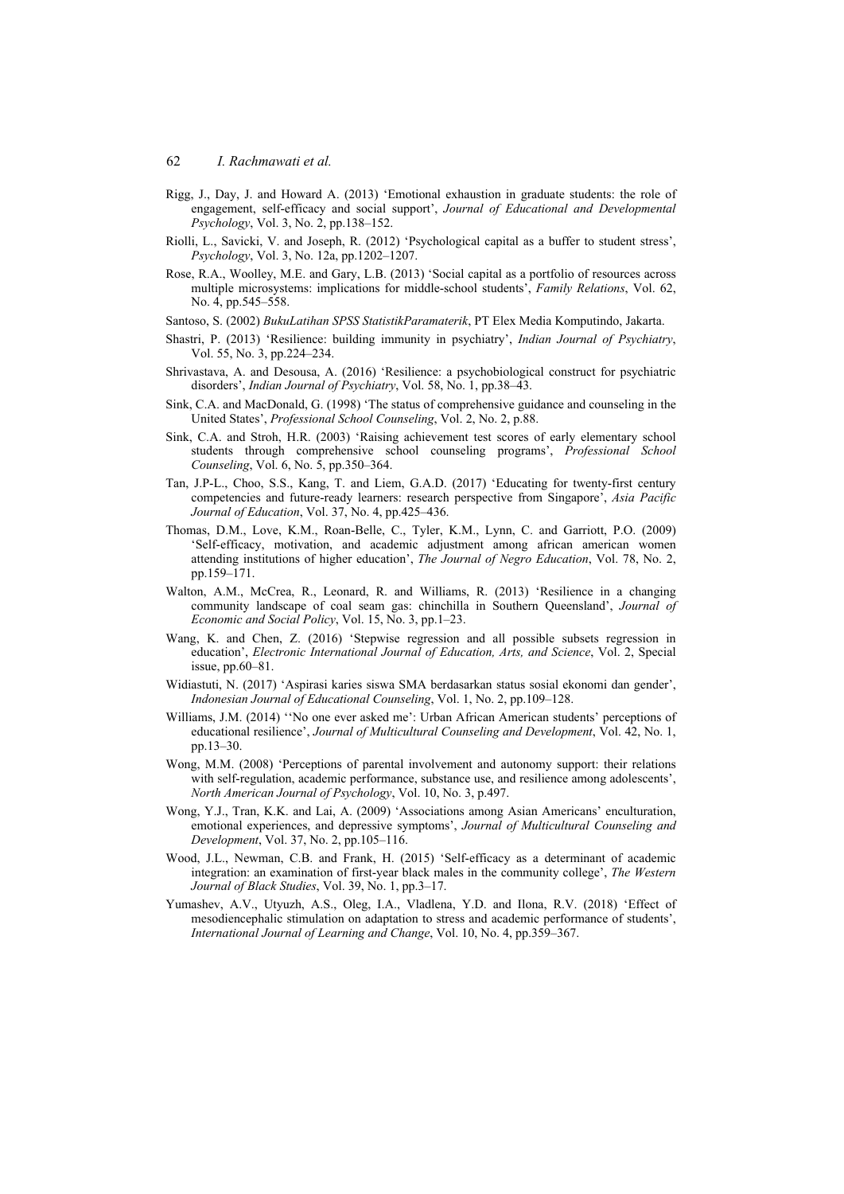Rigg, J., Day, J. and Howard A. (2013) 'Emotional exhaustion in graduate students: the role of engagement, self-efficacy and social support', *Journal of Educational and Developmental Psychology*, Vol. 3, No. 2, pp.138–152.

Riolli, L., Savicki, V. and Joseph, R. (2012) 'Psychological capital as a buffer to student stress', *Psychology*, Vol. 3, No. 12a, pp.1202–1207.

Rose, R.A., Woolley, M.E. and Gary, L.B. (2013) 'Social capital as a portfolio of resources across multiple microsystems: implications for middle-school students', *Family Relations*, Vol. 62, No. 4, pp.545–558.

Santoso, S. (2002) *BukuLatihan SPSS StatistikParamaterik*, PT Elex Media Komputindo, Jakarta.

Shastri, P. (2013) 'Resilience: building immunity in psychiatry', *Indian Journal of Psychiatry*, Vol. 55, No. 3, pp.224–234.

Shrivastava, A. and Desousa, A. (2016) 'Resilience: a psychobiological construct for psychiatric disorders', *Indian Journal of Psychiatry*, Vol. 58, No. 1, pp.38–43.

Sink, C.A. and MacDonald, G. (1998) 'The status of comprehensive guidance and counseling in the United States', *Professional School Counseling*, Vol. 2, No. 2, p.88.

Sink, C.A. and Stroh, H.R. (2003) 'Raising achievement test scores of early elementary school students through comprehensive school counseling programs', *Professional School Counseling*, Vol. 6, No. 5, pp.350–364.

Tan, J.P-L., Choo, S.S., Kang, T. and Liem, G.A.D. (2017) 'Educating for twenty-first century competencies and future-ready learners: research perspective from Singapore', *Asia Pacific Journal of Education*, Vol. 37, No. 4, pp.425–436.

Thomas, D.M., Love, K.M., Roan-Belle, C., Tyler, K.M., Lynn, C. and Garriott, P.O. (2009) 'Self-efficacy, motivation, and academic adjustment among african american women attending institutions of higher education', *The Journal of Negro Education*, Vol. 78, No. 2, pp.159–171.

Walton, A.M., McCrea, R., Leonard, R. and Williams, R. (2013) 'Resilience in a changing community landscape of coal seam gas: chinchilla in Southern Queensland', *Journal of Economic and Social Policy*, Vol. 15, No. 3, pp.1–23.

Wang, K. and Chen, Z. (2016) 'Stepwise regression and all possible subsets regression in education', *Electronic International Journal of Education, Arts, and Science*, Vol. 2, Special issue, pp.60–81.

Widiastuti, N. (2017) 'Aspirasi karies siswa SMA berdasarkan status sosial ekonomi dan gender', *Indonesian Journal of Educational Counseling*, Vol. 1, No. 2, pp.109–128.

Williams, J.M. (2014) ''No one ever asked me': Urban African American students' perceptions of educational resilience', *Journal of Multicultural Counseling and Development*, Vol. 42, No. 1, pp.13–30.

Wong, M.M. (2008) 'Perceptions of parental involvement and autonomy support: their relations with self-regulation, academic performance, substance use, and resilience among adolescents', *North American Journal of Psychology*, Vol. 10, No. 3, p.497.

Wong, Y.J., Tran, K.K. and Lai, A. (2009) 'Associations among Asian Americans' enculturation, emotional experiences, and depressive symptoms', *Journal of Multicultural Counseling and Development*, Vol. 37, No. 2, pp.105–116.

Wood, J.L., Newman, C.B. and Frank, H. (2015) 'Self-efficacy as a determinant of academic integration: an examination of first-year black males in the community college', *The Western Journal of Black Studies*, Vol. 39, No. 1, pp.3–17.

Yumashev, A.V., Utyuzh, A.S., Oleg, I.A., Vladlena, Y.D. and Ilona, R.V. (2018) 'Effect of mesodiencephalic stimulation on adaptation to stress and academic performance of students', *International Journal of Learning and Change*, Vol. 10, No. 4, pp.359–367.